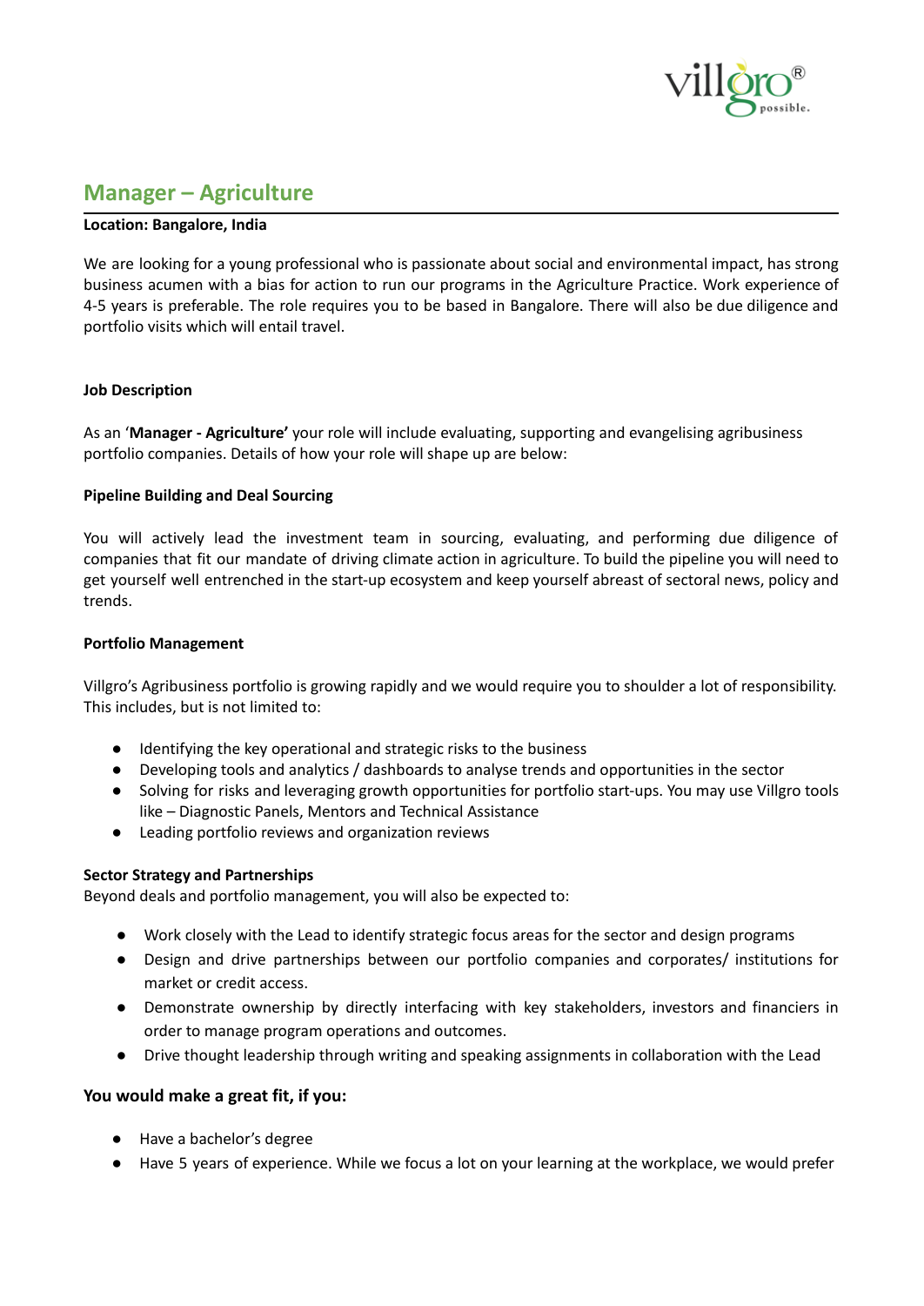# Manager – Agriculture

**Location: Bangalore, India**

We are looking for a young professional who is passionate about social and environmental impact, has strong business acumen with a bias for action to run our programs in the Agriculture Practice. Work experience of 4-5 years is preferable. The role requires you to be based in Bangalore. There will also be due diligence and portfolio visits which will entail travel.

**Job Description**

As an '**Manager - Agriculture'** your role will include evaluating, supporting and evangelising agribusiness portfolio companies. Details of how your role will shape up are below:

**Pipeline Building and Deal Sourcing**

You will actively lead the investment team in sourcing, evaluating, and performing due diligence of companies that fit our mandate of driving climate action in agriculture. To build the pipeline you will need to get yourself well entrenched in the start-up ecosystem and keep yourself abreast of sectoral news, policy and trends.

**Portfolio Management**

Villgro's Agribusiness portfolio is growing rapidly and we would require you to shoulder a lot of responsibility. This includes, but is not limited to:

- Identifying the key operational and strategic risks to the business
- Developing tools and analytics / dashboards to analyse trends and opportunities in the sector
- Solving for risks and leveraging growth opportunities for portfolio start-ups. You may use Villgro tools like – Diagnostic Panels, Mentors and Technical Assistance
- Leading portfolio reviews and organization reviews

**Sector Strategy and Partnerships**

Beyond deals and portfolio management, you will also be expected to:

- Work closely with the Lead to identify strategic focus areas for the sector and design programs
- Design and drive partnerships between our portfolio companies and corporates/ institutions for market or credit access.
- Demonstrate ownership by directly interfacing with key stakeholders, investors and financiers in order to manage program operations and outcomes.
- Drive thought leadership through writing and speaking assignments in collaboration with the Lead

### You would make a great fit, if you:

- Have a bachelor's degree
- Have 5 years of experience. While we focus a lot on your learning at the workplace, we would prefer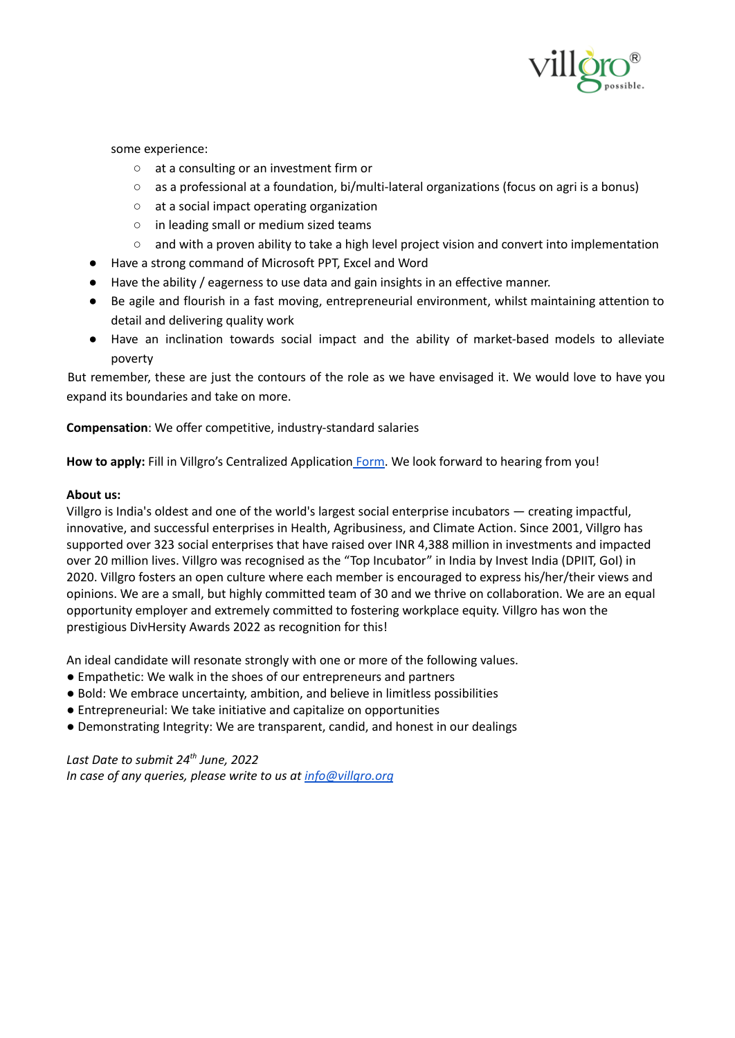some experience:
    - at a consulting or an investment firm or
    - as a professional at a foundation, bi/multi-lateral organizations (focus on agri is a bonus)
    - at a social impact operating organization
    - in leading small or medium sized teams
    - and with a proven ability to take a high level project vision and convert into implementation
- Have a strong command of Microsoft PPT, Excel and Word
- Have the ability / eagerness to use data and gain insights in an effective manner.
- Be agile and flourish in a fast moving, entrepreneurial environment, whilst maintaining attention to detail and delivering quality work
- Have an inclination towards social impact and the ability of market-based models to alleviate poverty

But remember, these are just the contours of the role as we have envisaged it. We would love to have you expand its boundaries and take on more.

**Compensation**: We offer competitive, industry-standard salaries

**How to apply:** Fill in Villgro's Centralized Application Form. We look forward to hearing from you!

**About us:**
Villgro is India's oldest and one of the world's largest social enterprise incubators — creating impactful, innovative, and successful enterprises in Health, Agribusiness, and Climate Action. Since 2001, Villgro has supported over 323 social enterprises that have raised over INR 4,388 million in investments and impacted over 20 million lives. Villgro was recognised as the "Top Incubator" in India by Invest India (DPIIT, GoI) in 2020. Villgro fosters an open culture where each member is encouraged to express his/her/their views and opinions. We are a small, but highly committed team of 30 and we thrive on collaboration. We are an equal opportunity employer and extremely committed to fostering workplace equity. Villgro has won the prestigious DivHersity Awards 2022 as recognition for this!

An ideal candidate will resonate strongly with one or more of the following values.
- Empathetic: We walk in the shoes of our entrepreneurs and partners
- Bold: We embrace uncertainty, ambition, and believe in limitless possibilities
- Entrepreneurial: We take initiative and capitalize on opportunities
- Demonstrating Integrity: We are transparent, candid, and honest in our dealings

*Last Date to submit 24th June, 2022*
*In case of any queries, please write to us at info@villgro.org*